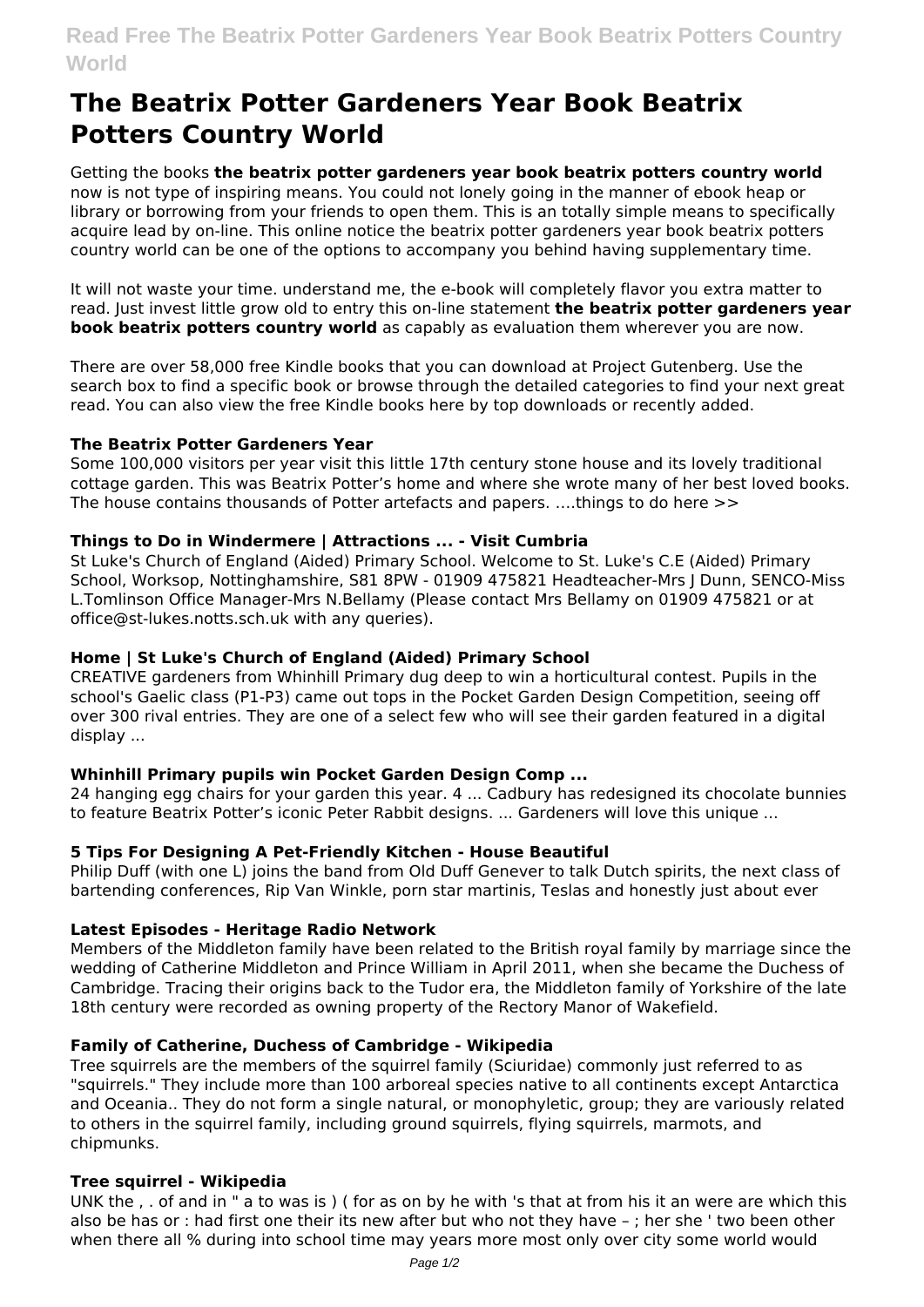# The Beatrix Potter Gardeners Year Book Beatrix Potters Country World

Getting the books **the beatrix potter gardeners year book beatrix potters country world** now is not type of inspiring means. You could not lonely going in the manner of ebook heap or library or borrowing from your friends to open them. This is an totally simple means to specifically acquire lead by on-line. This online notice the beatrix potter gardeners year book beatrix potters country world can be one of the options to accompany you behind having supplementary time.

It will not waste your time. understand me, the e-book will completely flavor you extra matter to read. Just invest little grow old to entry this on-line statement **the beatrix potter gardeners year book beatrix potters country world** as capably as evaluation them wherever you are now.

There are over 58,000 free Kindle books that you can download at Project Gutenberg. Use the search box to find a specific book or browse through the detailed categories to find your next great read. You can also view the free Kindle books here by top downloads or recently added.

### The Beatrix Potter Gardeners Year

Some 100,000 visitors per year visit this little 17th century stone house and its lovely traditional cottage garden. This was Beatrix Potter's home and where she wrote many of her best loved books. The house contains thousands of Potter artefacts and papers. ….things to do here >>

### Things to Do in Windermere | Attractions ... - Visit Cumbria

St Luke's Church of England (Aided) Primary School. Welcome to St. Luke's C.E (Aided) Primary School, Worksop, Nottinghamshire, S81 8PW - 01909 475821 Headteacher-Mrs J Dunn, SENCO-Miss L.Tomlinson Office Manager-Mrs N.Bellamy (Please contact Mrs Bellamy on 01909 475821 or at office@st-lukes.notts.sch.uk with any queries).

### Home | St Luke's Church of England (Aided) Primary School

CREATIVE gardeners from Whinhill Primary dug deep to win a horticultural contest. Pupils in the school's Gaelic class (P1-P3) came out tops in the Pocket Garden Design Competition, seeing off over 300 rival entries. They are one of a select few who will see their garden featured in a digital display ...

### Whinhill Primary pupils win Pocket Garden Design Comp ...

24 hanging egg chairs for your garden this year. 4 ... Cadbury has redesigned its chocolate bunnies to feature Beatrix Potter's iconic Peter Rabbit designs. ... Gardeners will love this unique ...

### 5 Tips For Designing A Pet-Friendly Kitchen - House Beautiful

Philip Duff (with one L) joins the band from Old Duff Genever to talk Dutch spirits, the next class of bartending conferences, Rip Van Winkle, porn star martinis, Teslas and honestly just about ever

### Latest Episodes - Heritage Radio Network

Members of the Middleton family have been related to the British royal family by marriage since the wedding of Catherine Middleton and Prince William in April 2011, when she became the Duchess of Cambridge. Tracing their origins back to the Tudor era, the Middleton family of Yorkshire of the late 18th century were recorded as owning property of the Rectory Manor of Wakefield.

### Family of Catherine, Duchess of Cambridge - Wikipedia

Tree squirrels are the members of the squirrel family (Sciuridae) commonly just referred to as "squirrels." They include more than 100 arboreal species native to all continents except Antarctica and Oceania.. They do not form a single natural, or monophyletic, group; they are variously related to others in the squirrel family, including ground squirrels, flying squirrels, marmots, and chipmunks.

### Tree squirrel - Wikipedia

UNK the , . of and in " a to was is ) ( for as on by he with 's that at from his it an were are which this also be has or : had first one their its new after but who not they have – ; her she ' two been other when there all % during into school time may years more most only over city some world would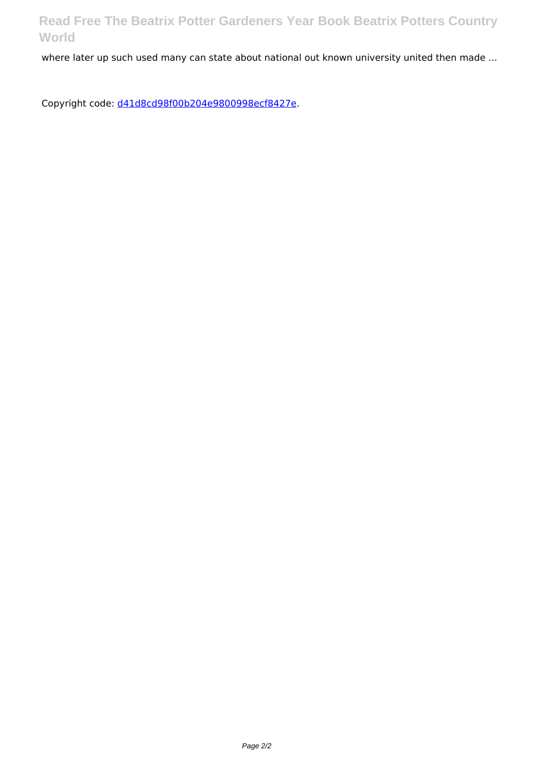where later up such used many can state about national out known university united then made ...

Copyright code: d41d8cd98f00b204e9800998ecf8427e.